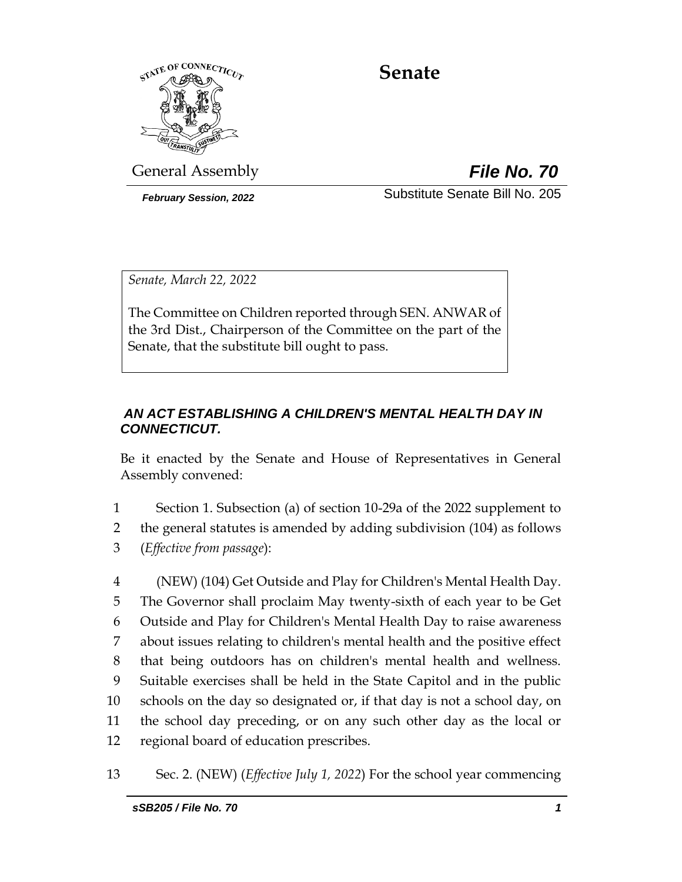# Senate

General Assembly

***File No. 70***

***February Session, 2022***

Substitute Senate Bill No. 205

*Senate, March 22, 2022*

The Committee on Children reported through SEN. ANWAR of the 3rd Dist., Chairperson of the Committee on the part of the Senate, that the substitute bill ought to pass.

***AN ACT ESTABLISHING A CHILDREN'S MENTAL HEALTH DAY IN CONNECTICUT.***

Be it enacted by the Senate and House of Representatives in General Assembly convened:

1 Section 1. Subsection (a) of section 10-29a of the 2022 supplement to
2 the general statutes is amended by adding subdivision (104) as follows
3 (*Effective from passage*):

4 (NEW) (104) Get Outside and Play for Children's Mental Health Day.
5 The Governor shall proclaim May twenty-sixth of each year to be Get
6 Outside and Play for Children's Mental Health Day to raise awareness
7 about issues relating to children's mental health and the positive effect
8 that being outdoors has on children's mental health and wellness.
9 Suitable exercises shall be held in the State Capitol and in the public
10 schools on the day so designated or, if that day is not a school day, on
11 the school day preceding, or on any such other day as the local or
12 regional board of education prescribes.

13 Sec. 2. (NEW) (*Effective July 1, 2022*) For the school year commencing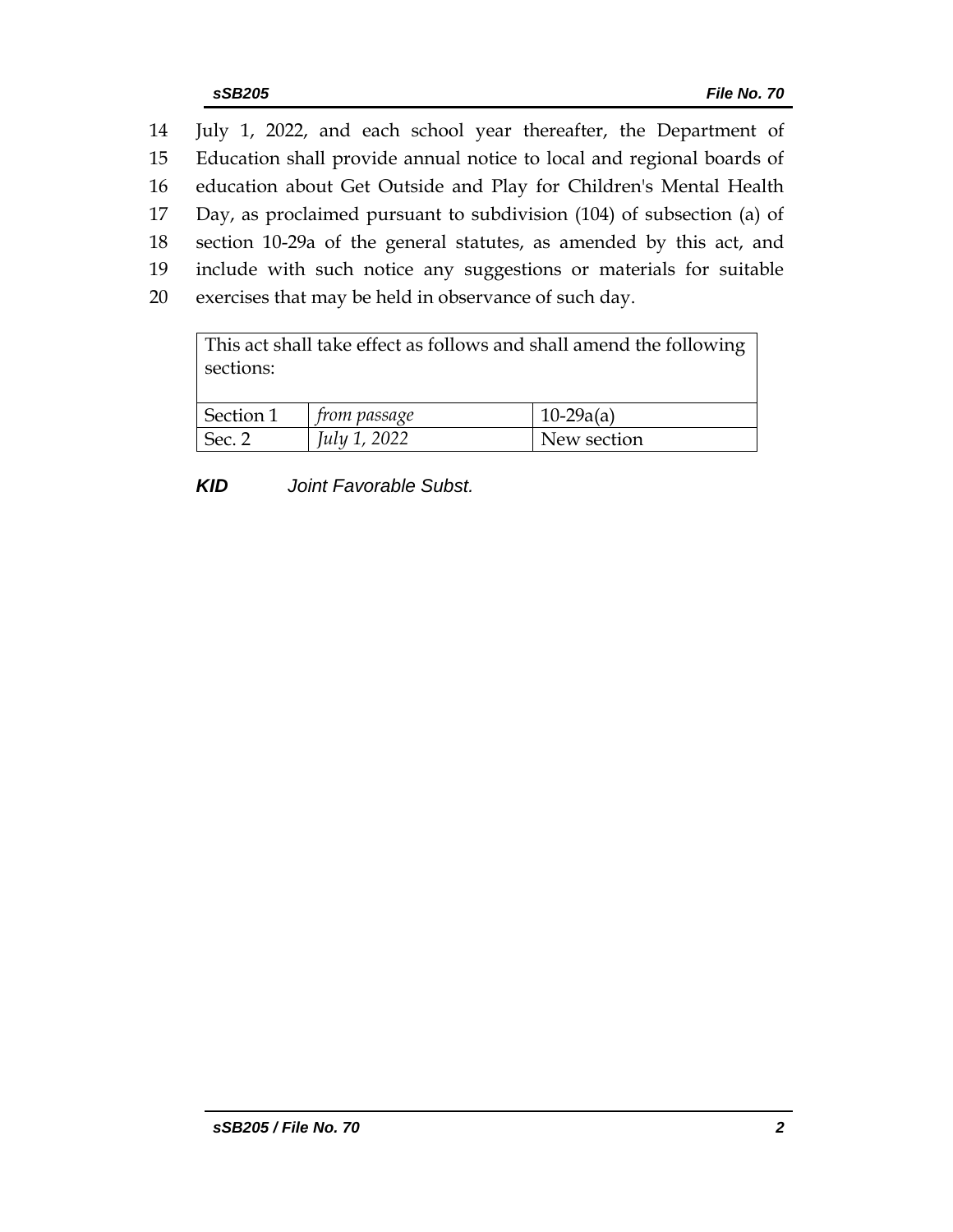14 July 1, 2022, and each school year thereafter, the Department of
15 Education shall provide annual notice to local and regional boards of
16 education about Get Outside and Play for Children's Mental Health
17 Day, as proclaimed pursuant to subdivision (104) of subsection (a) of
18 section 10-29a of the general statutes, as amended by this act, and
19 include with such notice any suggestions or materials for suitable
20 exercises that may be held in observance of such day.

| This act shall take effect as follows and shall amend the following sections: | | |
|---|---|---|
| Section 1 | *from passage* | 10-29a(a) |
| Sec. 2 | *July 1, 2022* | New section |

***KID*** *Joint Favorable Subst.*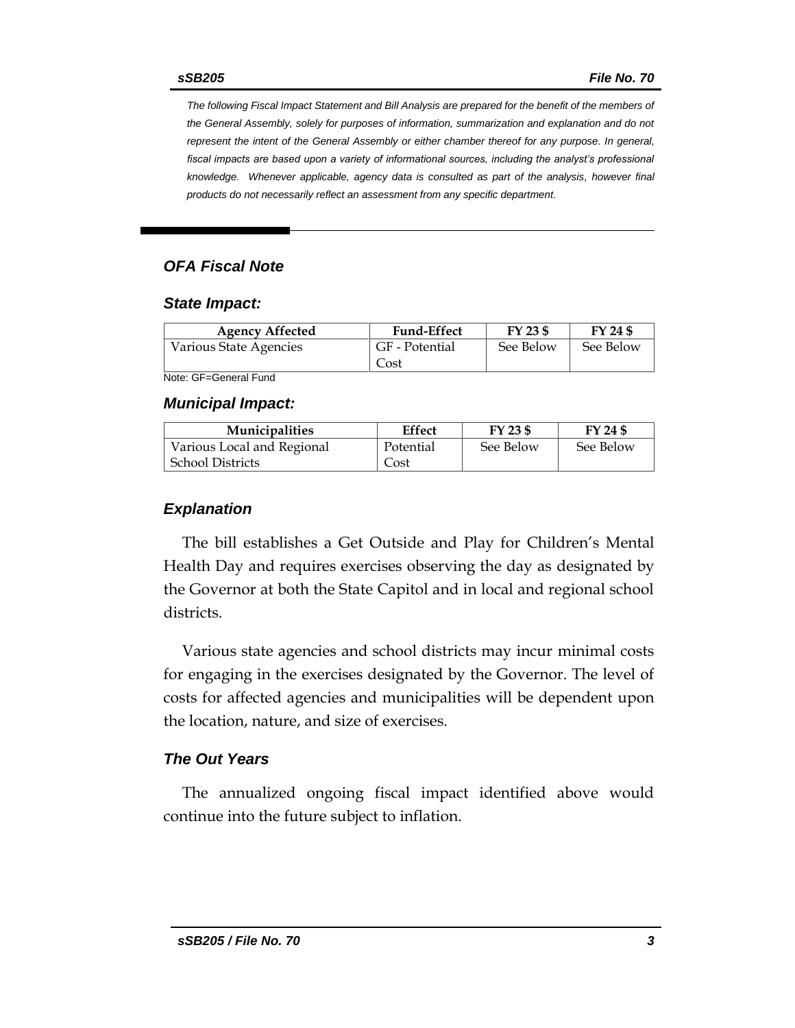*The following Fiscal Impact Statement and Bill Analysis are prepared for the benefit of the members of the General Assembly, solely for purposes of information, summarization and explanation and do not represent the intent of the General Assembly or either chamber thereof for any purpose. In general, fiscal impacts are based upon a variety of informational sources, including the analyst's professional knowledge. Whenever applicable, agency data is consulted as part of the analysis, however final products do not necessarily reflect an assessment from any specific department.*

## OFA Fiscal Note

### State Impact:

| Agency Affected | Fund-Effect | FY 23 $ | FY 24 $ |
|---|---|---|---|
| Various State Agencies | GF - Potential Cost | See Below | See Below |

Note: GF=General Fund

### Municipal Impact:

| Municipalities | Effect | FY 23 $ | FY 24 $ |
|---|---|---|---|
| Various Local and Regional School Districts | Potential Cost | See Below | See Below |

### Explanation

The bill establishes a Get Outside and Play for Children's Mental Health Day and requires exercises observing the day as designated by the Governor at both the State Capitol and in local and regional school districts.

Various state agencies and school districts may incur minimal costs for engaging in the exercises designated by the Governor. The level of costs for affected agencies and municipalities will be dependent upon the location, nature, and size of exercises.

### The Out Years

The annualized ongoing fiscal impact identified above would continue into the future subject to inflation.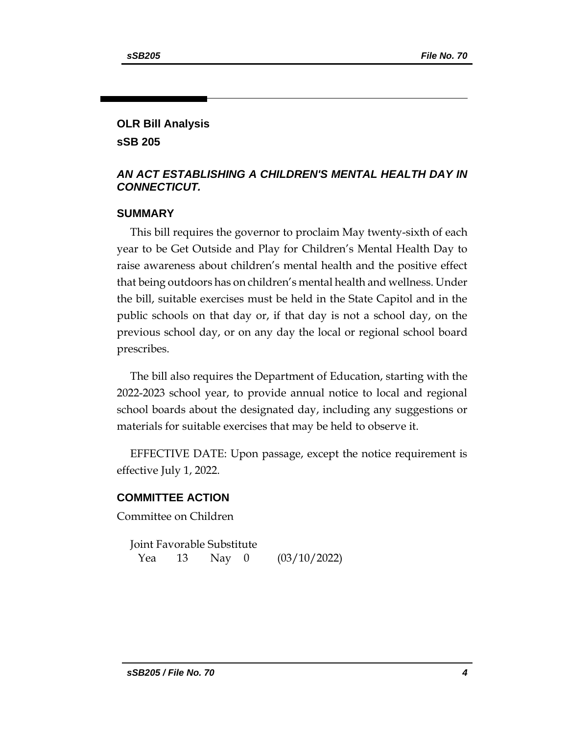## OLR Bill Analysis

## sSB 205

### *AN ACT ESTABLISHING A CHILDREN'S MENTAL HEALTH DAY IN CONNECTICUT.*

### SUMMARY

This bill requires the governor to proclaim May twenty-sixth of each year to be Get Outside and Play for Children's Mental Health Day to raise awareness about children's mental health and the positive effect that being outdoors has on children's mental health and wellness. Under the bill, suitable exercises must be held in the State Capitol and in the public schools on that day or, if that day is not a school day, on the previous school day, or on any day the local or regional school board prescribes.

The bill also requires the Department of Education, starting with the 2022-2023 school year, to provide annual notice to local and regional school boards about the designated day, including any suggestions or materials for suitable exercises that may be held to observe it.

EFFECTIVE DATE: Upon passage, except the notice requirement is effective July 1, 2022.

### COMMITTEE ACTION

Committee on Children

| | | | | |
|---|---|---|---|---|
| Joint Favorable Substitute | | | | |
| Yea | 13 | Nay | 0 | (03/10/2022) |